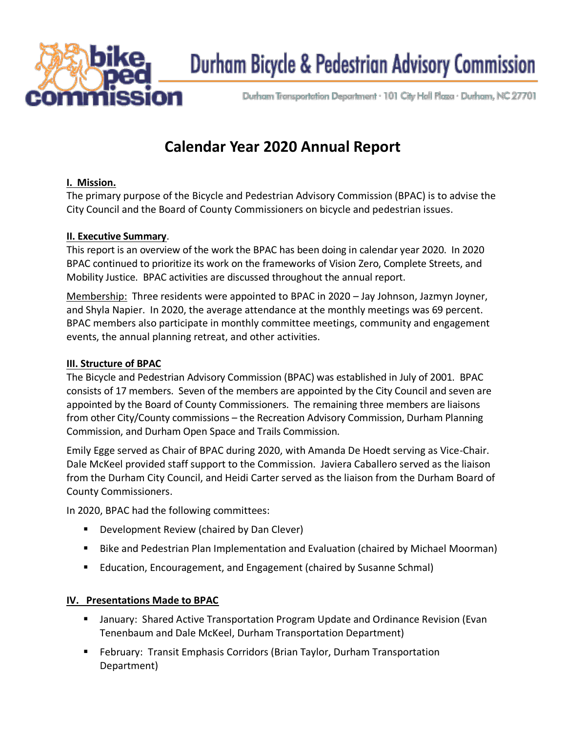# Durham Bicycle & Pedestrian Advisory Commission

Durham Transportation Department · 101 City Hall Plaza · Durham, NC 27701

## Calendar Year 2020 Annual Report

**I. Mission.**

The primary purpose of the Bicycle and Pedestrian Advisory Commission (BPAC) is to advise the City Council and the Board of County Commissioners on bicycle and pedestrian issues.

**II. Executive Summary**.

This report is an overview of the work the BPAC has been doing in calendar year 2020. In 2020 BPAC continued to prioritize its work on the frameworks of Vision Zero, Complete Streets, and Mobility Justice. BPAC activities are discussed throughout the annual report.

Membership: Three residents were appointed to BPAC in 2020 – Jay Johnson, Jazmyn Joyner, and Shyla Napier. In 2020, the average attendance at the monthly meetings was 69 percent. BPAC members also participate in monthly committee meetings, community and engagement events, the annual planning retreat, and other activities.

**III. Structure of BPAC**

The Bicycle and Pedestrian Advisory Commission (BPAC) was established in July of 2001. BPAC consists of 17 members. Seven of the members are appointed by the City Council and seven are appointed by the Board of County Commissioners. The remaining three members are liaisons from other City/County commissions – the Recreation Advisory Commission, Durham Planning Commission, and Durham Open Space and Trails Commission.

Emily Egge served as Chair of BPAC during 2020, with Amanda De Hoedt serving as Vice-Chair. Dale McKeel provided staff support to the Commission. Javiera Caballero served as the liaison from the Durham City Council, and Heidi Carter served as the liaison from the Durham Board of County Commissioners.

In 2020, BPAC had the following committees:

- Development Review (chaired by Dan Clever)
- Bike and Pedestrian Plan Implementation and Evaluation (chaired by Michael Moorman)
- Education, Encouragement, and Engagement (chaired by Susanne Schmal)

**IV. Presentations Made to BPAC**

- January: Shared Active Transportation Program Update and Ordinance Revision (Evan Tenenbaum and Dale McKeel, Durham Transportation Department)
- February: Transit Emphasis Corridors (Brian Taylor, Durham Transportation Department)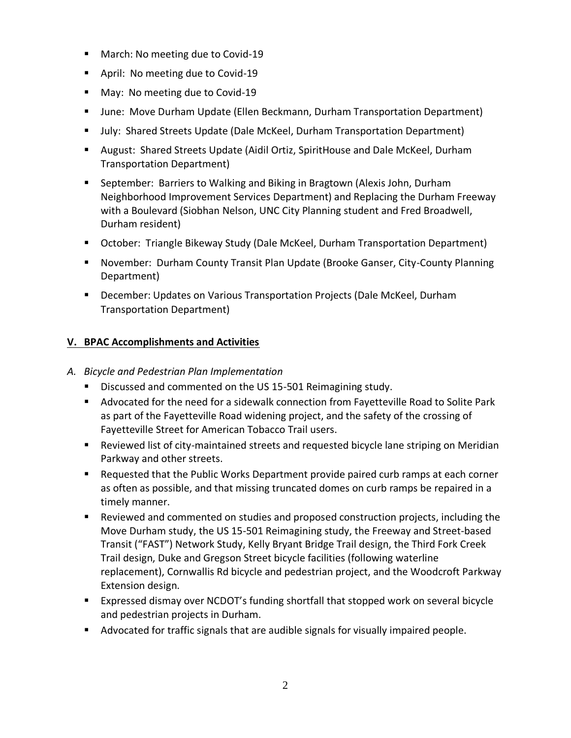- March: No meeting due to Covid-19
- April: No meeting due to Covid-19
- May: No meeting due to Covid-19
- June: Move Durham Update (Ellen Beckmann, Durham Transportation Department)
- July: Shared Streets Update (Dale McKeel, Durham Transportation Department)
- August: Shared Streets Update (Aidil Ortiz, SpiritHouse and Dale McKeel, Durham Transportation Department)
- September: Barriers to Walking and Biking in Bragtown (Alexis John, Durham Neighborhood Improvement Services Department) and Replacing the Durham Freeway with a Boulevard (Siobhan Nelson, UNC City Planning student and Fred Broadwell, Durham resident)
- October: Triangle Bikeway Study (Dale McKeel, Durham Transportation Department)
- November: Durham County Transit Plan Update (Brooke Ganser, City-County Planning Department)
- December: Updates on Various Transportation Projects (Dale McKeel, Durham Transportation Department)

## V. BPAC Accomplishments and Activities

*A. Bicycle and Pedestrian Plan Implementation*

- Discussed and commented on the US 15-501 Reimagining study.
- Advocated for the need for a sidewalk connection from Fayetteville Road to Solite Park as part of the Fayetteville Road widening project, and the safety of the crossing of Fayetteville Street for American Tobacco Trail users.
- Reviewed list of city-maintained streets and requested bicycle lane striping on Meridian Parkway and other streets.
- Requested that the Public Works Department provide paired curb ramps at each corner as often as possible, and that missing truncated domes on curb ramps be repaired in a timely manner.
- Reviewed and commented on studies and proposed construction projects, including the Move Durham study, the US 15-501 Reimagining study, the Freeway and Street-based Transit ("FAST") Network Study, Kelly Bryant Bridge Trail design, the Third Fork Creek Trail design, Duke and Gregson Street bicycle facilities (following waterline replacement), Cornwallis Rd bicycle and pedestrian project, and the Woodcroft Parkway Extension design.
- Expressed dismay over NCDOT's funding shortfall that stopped work on several bicycle and pedestrian projects in Durham.
- Advocated for traffic signals that are audible signals for visually impaired people.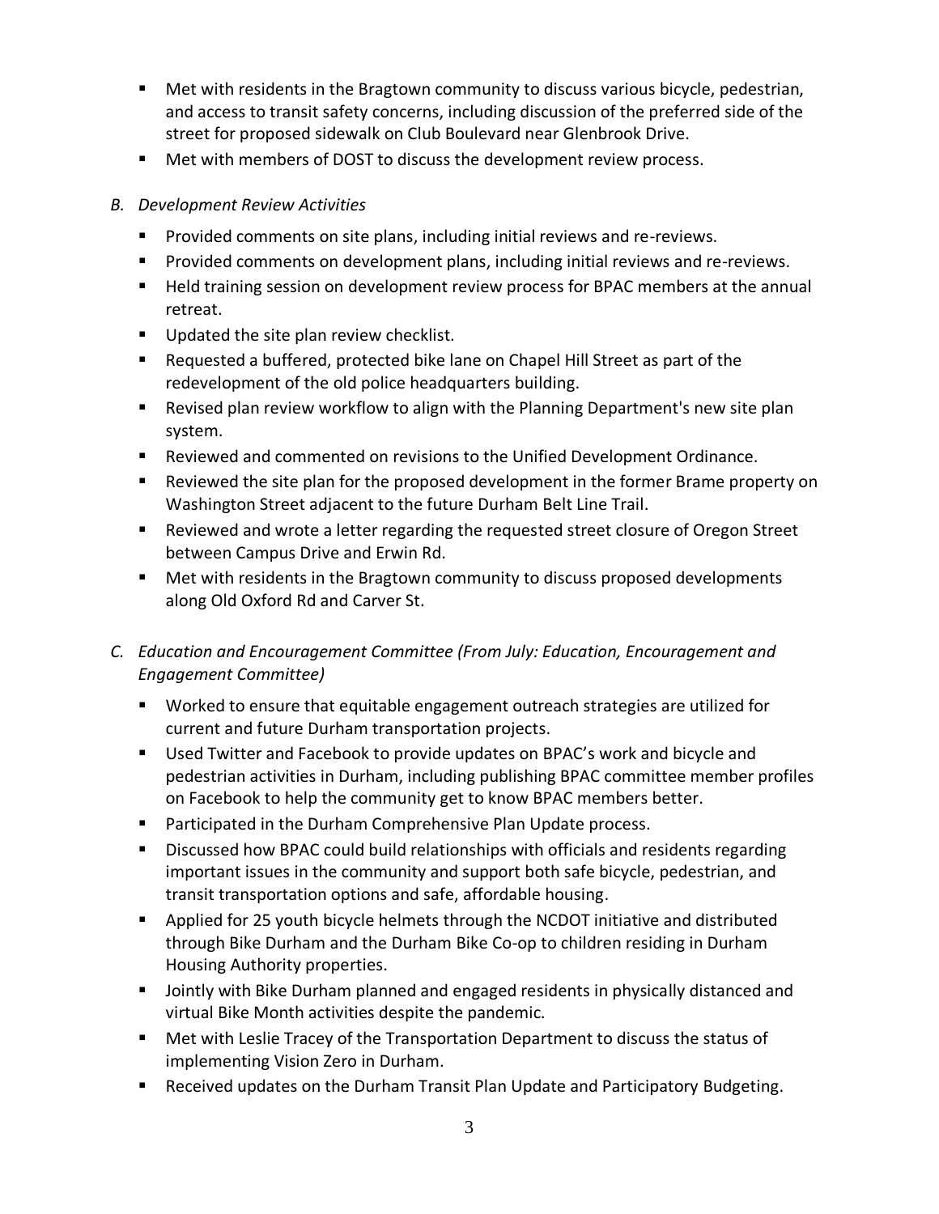- Met with residents in the Bragtown community to discuss various bicycle, pedestrian, and access to transit safety concerns, including discussion of the preferred side of the street for proposed sidewalk on Club Boulevard near Glenbrook Drive.
- Met with members of DOST to discuss the development review process.

*B. Development Review Activities*

- Provided comments on site plans, including initial reviews and re-reviews.
- Provided comments on development plans, including initial reviews and re-reviews.
- Held training session on development review process for BPAC members at the annual retreat.
- Updated the site plan review checklist.
- Requested a buffered, protected bike lane on Chapel Hill Street as part of the redevelopment of the old police headquarters building.
- Revised plan review workflow to align with the Planning Department's new site plan system.
- Reviewed and commented on revisions to the Unified Development Ordinance.
- Reviewed the site plan for the proposed development in the former Brame property on Washington Street adjacent to the future Durham Belt Line Trail.
- Reviewed and wrote a letter regarding the requested street closure of Oregon Street between Campus Drive and Erwin Rd.
- Met with residents in the Bragtown community to discuss proposed developments along Old Oxford Rd and Carver St.

*C. Education and Encouragement Committee (From July: Education, Encouragement and Engagement Committee)*

- Worked to ensure that equitable engagement outreach strategies are utilized for current and future Durham transportation projects.
- Used Twitter and Facebook to provide updates on BPAC's work and bicycle and pedestrian activities in Durham, including publishing BPAC committee member profiles on Facebook to help the community get to know BPAC members better.
- Participated in the Durham Comprehensive Plan Update process.
- Discussed how BPAC could build relationships with officials and residents regarding important issues in the community and support both safe bicycle, pedestrian, and transit transportation options and safe, affordable housing.
- Applied for 25 youth bicycle helmets through the NCDOT initiative and distributed through Bike Durham and the Durham Bike Co-op to children residing in Durham Housing Authority properties.
- Jointly with Bike Durham planned and engaged residents in physically distanced and virtual Bike Month activities despite the pandemic.
- Met with Leslie Tracey of the Transportation Department to discuss the status of implementing Vision Zero in Durham.
- Received updates on the Durham Transit Plan Update and Participatory Budgeting.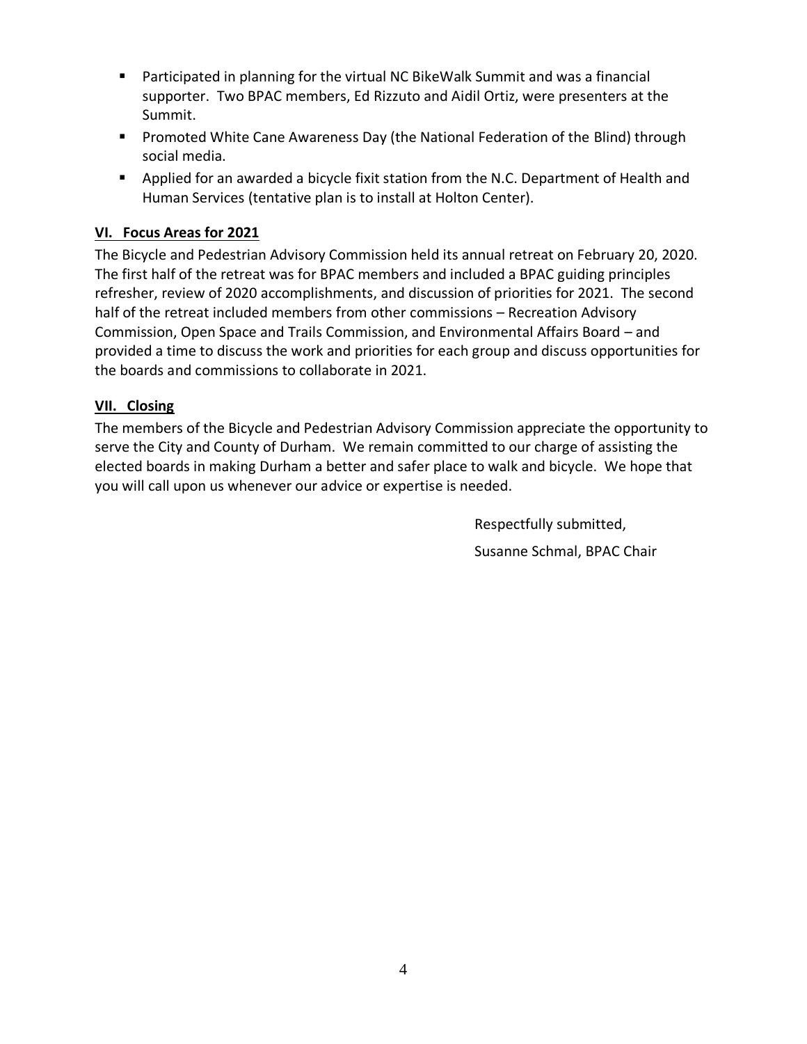- Participated in planning for the virtual NC BikeWalk Summit and was a financial supporter. Two BPAC members, Ed Rizzuto and Aidil Ortiz, were presenters at the Summit.
- Promoted White Cane Awareness Day (the National Federation of the Blind) through social media.
- Applied for an awarded a bicycle fixit station from the N.C. Department of Health and Human Services (tentative plan is to install at Holton Center).

## VI. Focus Areas for 2021

The Bicycle and Pedestrian Advisory Commission held its annual retreat on February 20, 2020. The first half of the retreat was for BPAC members and included a BPAC guiding principles refresher, review of 2020 accomplishments, and discussion of priorities for 2021. The second half of the retreat included members from other commissions – Recreation Advisory Commission, Open Space and Trails Commission, and Environmental Affairs Board – and provided a time to discuss the work and priorities for each group and discuss opportunities for the boards and commissions to collaborate in 2021.

## VII. Closing

The members of the Bicycle and Pedestrian Advisory Commission appreciate the opportunity to serve the City and County of Durham. We remain committed to our charge of assisting the elected boards in making Durham a better and safer place to walk and bicycle. We hope that you will call upon us whenever our advice or expertise is needed.

Respectfully submitted,

Susanne Schmal, BPAC Chair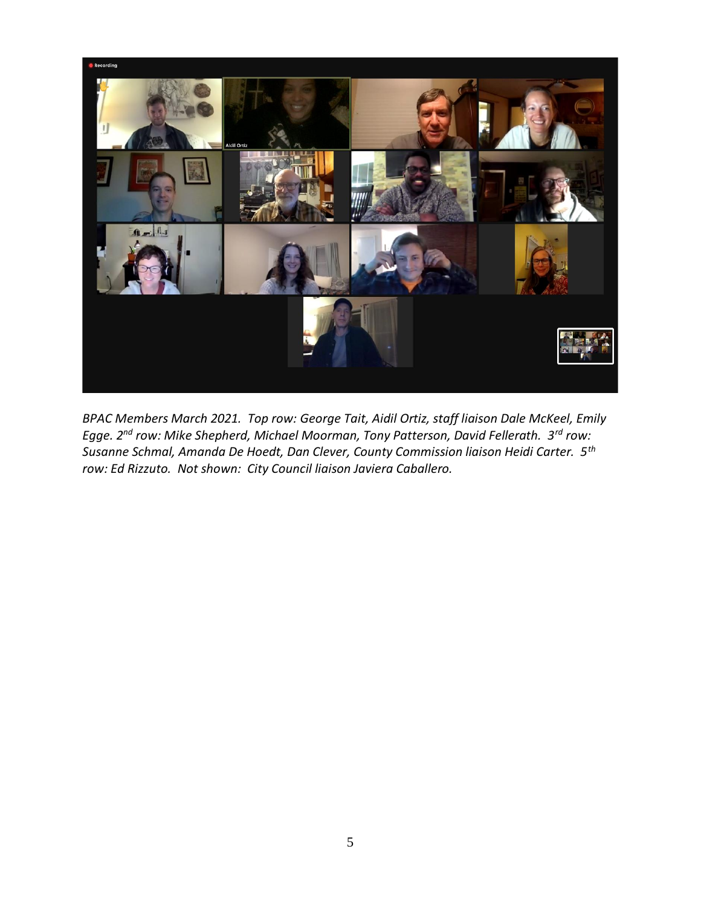*BPAC Members March 2021. Top row: George Tait, Aidil Ortiz, staff liaison Dale McKeel, Emily Egge. 2nd row: Mike Shepherd, Michael Moorman, Tony Patterson, David Fellerath. 3rd row: Susanne Schmal, Amanda De Hoedt, Dan Clever, County Commission liaison Heidi Carter. 5th row: Ed Rizzuto. Not shown: City Council liaison Javiera Caballero.*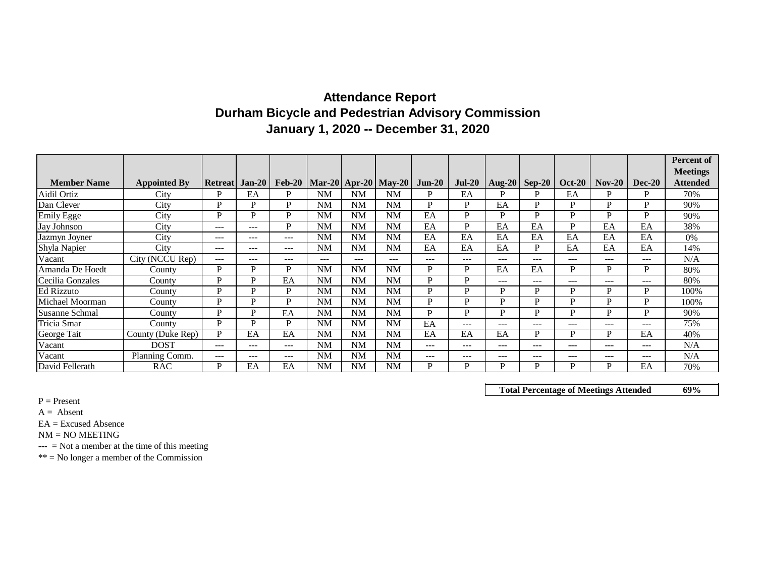# Attendance Report
## Durham Bicycle and Pedestrian Advisory Commission
### January 1, 2020 -- December 31, 2020

| Member Name | Appointed By | Retreat | Jan-20 | Feb-20 | Mar-20 | Apr-20 | May-20 | Jun-20 | Jul-20 | Aug-20 | Sep-20 | Oct-20 | Nov-20 | Dec-20 | Percent of Meetings Attended |
|---|---|---|---|---|---|---|---|---|---|---|---|---|---|---|---|
| Aidil Ortiz | City | P | EA | P | NM | NM | NM | P | EA | P | P | EA | P | P | 70% |
| Dan Clever | City | P | P | P | NM | NM | NM | P | P | EA | P | P | P | P | 90% |
| Emily Egge | City | P | P | P | NM | NM | NM | EA | P | P | P | P | P | P | 90% |
| Jay Johnson | City | --- | --- | P | NM | NM | NM | EA | P | EA | EA | P | EA | EA | 38% |
| Jazmyn Joyner | City | --- | --- | --- | NM | NM | NM | EA | EA | EA | EA | EA | EA | EA | 0% |
| Shyla Napier | City | --- | --- | --- | NM | NM | NM | EA | EA | EA | P | EA | EA | EA | 14% |
| Vacant | City (NCCU Rep) | --- | --- | --- | --- | --- | --- | --- | --- | --- | --- | --- | --- | --- | N/A |
| Amanda De Hoedt | County | P | P | P | NM | NM | NM | P | P | EA | EA | P | P | P | 80% |
| Cecilia Gonzales | County | P | P | EA | NM | NM | NM | P | P | --- | --- | --- | --- | --- | 80% |
| Ed Rizzuto | County | P | P | P | NM | NM | NM | P | P | P | P | P | P | P | 100% |
| Michael Moorman | County | P | P | P | NM | NM | NM | P | P | P | P | P | P | P | 100% |
| Susanne Schmal | County | P | P | EA | NM | NM | NM | P | P | P | P | P | P | P | 90% |
| Tricia Smar | County | P | P | P | NM | NM | NM | EA | --- | --- | --- | --- | --- | --- | 75% |
| George Tait | County (Duke Rep) | P | EA | EA | NM | NM | NM | EA | EA | EA | P | P | P | EA | 40% |
| Vacant | DOST | --- | --- | --- | NM | NM | NM | --- | --- | --- | --- | --- | --- | --- | N/A |
| Vacant | Planning Comm. | --- | --- | --- | NM | NM | NM | --- | --- | --- | --- | --- | --- | --- | N/A |
| David Fellerath | RAC | P | EA | EA | NM | NM | NM | P | P | P | P | P | P | EA | 70% |

| Total Percentage of Meetings Attended | 69% |
|---|---|

P = Present

A = Absent

EA = Excused Absence

NM = NO MEETING

--- = Not a member at the time of this meeting

** = No longer a member of the Commission